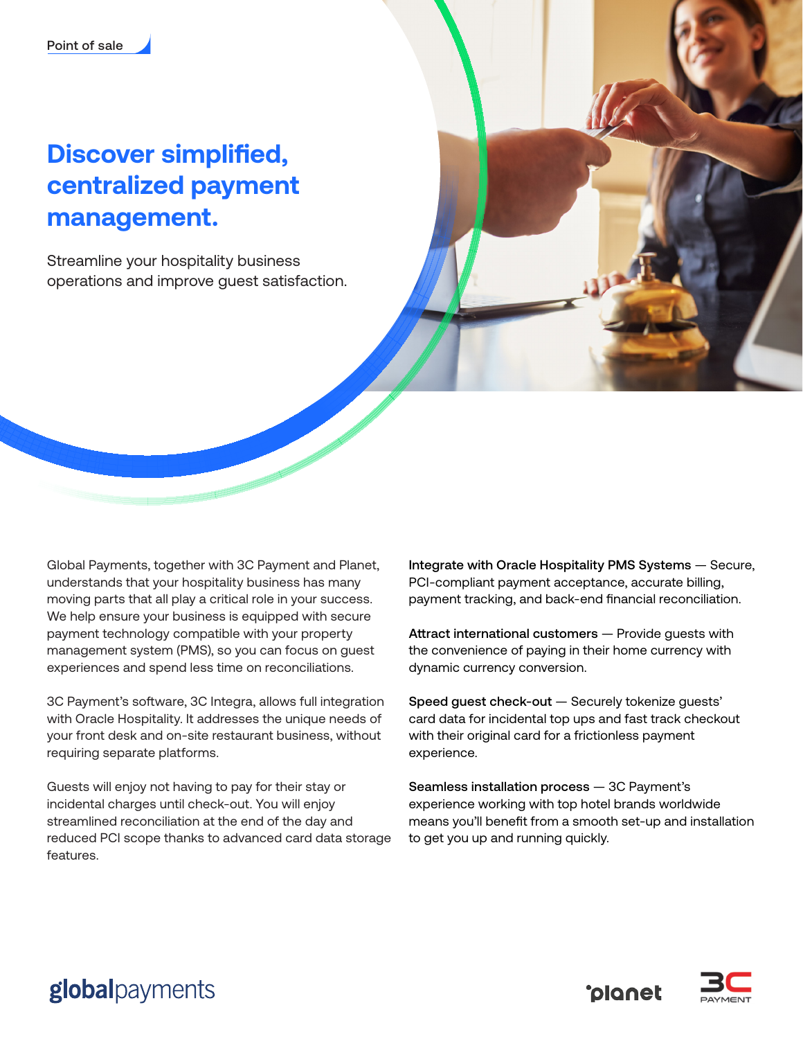Point of sale

# Discover simplified, centralized payment management.

Streamline your hospitality business operations and improve guest satisfaction.

Global Payments, together with 3C Payment and Planet, understands that your hospitality business has many moving parts that all play a critical role in your success. We help ensure your business is equipped with secure payment technology compatible with your property management system (PMS), so you can focus on guest experiences and spend less time on reconciliations.

3C Payment's software, 3C Integra, allows full integration with Oracle Hospitality. It addresses the unique needs of your front desk and on-site restaurant business, without requiring separate platforms.

Guests will enjoy not having to pay for their stay or incidental charges until check-out. You will enjoy streamlined reconciliation at the end of the day and reduced PCI scope thanks to advanced card data storage features.

**Integrate with Oracle Hospitality PMS Systems** — Secure, PCI-compliant payment acceptance, accurate billing, payment tracking, and back-end financial reconciliation.

**Attract international customers** — Provide guests with the convenience of paying in their home currency with dynamic currency conversion.

**Speed guest check-out** — Securely tokenize guests' card data for incidental top ups and fast track checkout with their original card for a frictionless payment experience.

**Seamless installation process** — 3C Payment's experience working with top hotel brands worldwide means you'll benefit from a smooth set-up and installation to get you up and running quickly.

globalpayments

planet

3C PAYMENT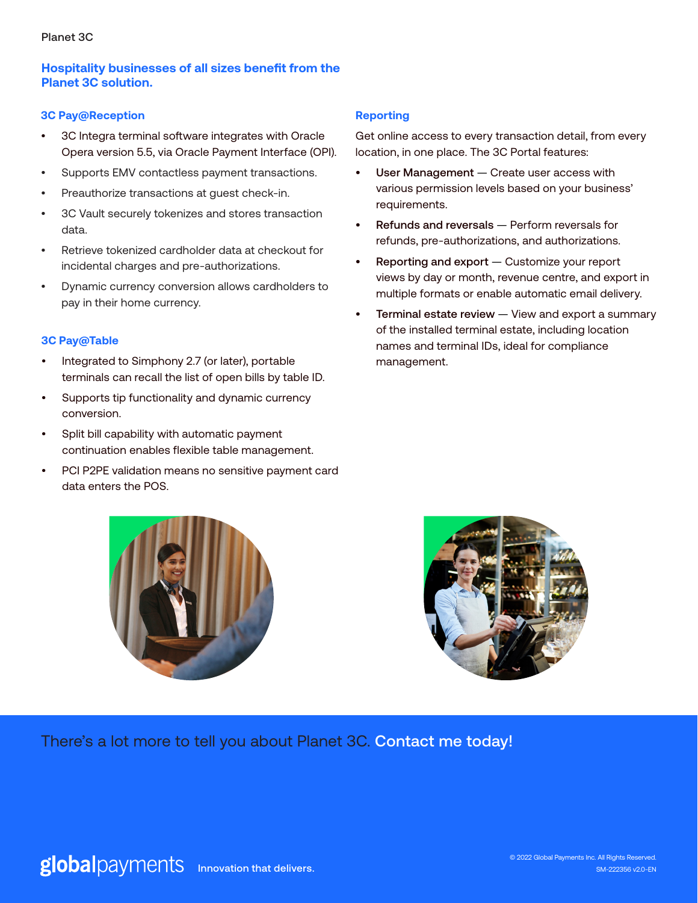## Hospitality businesses of all sizes benefit from the Planet 3C solution.

### 3C Pay@Reception

- 3C Integra terminal software integrates with Oracle Opera version 5.5, via Oracle Payment Interface (OPI).
- Supports EMV contactless payment transactions.
- Preauthorize transactions at guest check-in.
- 3C Vault securely tokenizes and stores transaction data.
- Retrieve tokenized cardholder data at checkout for incidental charges and pre-authorizations.
- Dynamic currency conversion allows cardholders to pay in their home currency.

### 3C Pay@Table

- Integrated to Simphony 2.7 (or later), portable terminals can recall the list of open bills by table ID.
- Supports tip functionality and dynamic currency conversion.
- Split bill capability with automatic payment continuation enables flexible table management.
- PCI P2PE validation means no sensitive payment card data enters the POS.

### Reporting

Get online access to every transaction detail, from every location, in one place. The 3C Portal features:

- User Management — Create user access with various permission levels based on your business' requirements.
- Refunds and reversals — Perform reversals for refunds, pre-authorizations, and authorizations.
- Reporting and export — Customize your report views by day or month, revenue centre, and export in multiple formats or enable automatic email delivery.
- Terminal estate review — View and export a summary of the installed terminal estate, including location names and terminal IDs, ideal for compliance management.

There's a lot more to tell you about Planet 3C. **Contact me today!**

globalpayments Innovation that delivers.

© 2022 Global Payments Inc. All Rights Reserved.
SM-222356 v2.0-EN